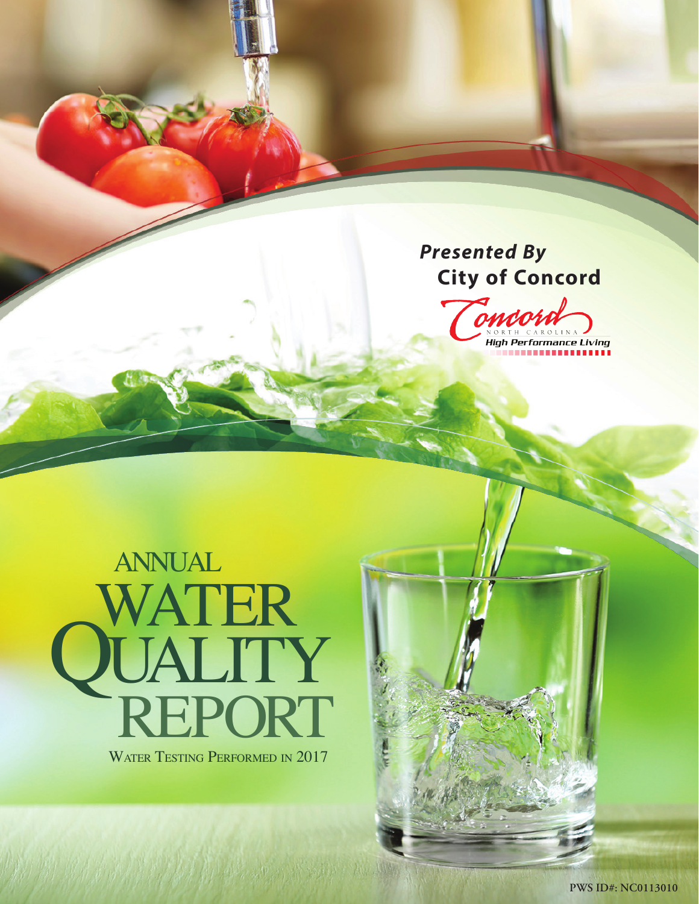*Presented By*

**City of Concord**

Concord NORTH CAROLINA *High Performance Living*

# ANNUAL WATER QUALITY REPORT

WATER TESTING PERFORMED IN 2017

PWS ID#: NC0113010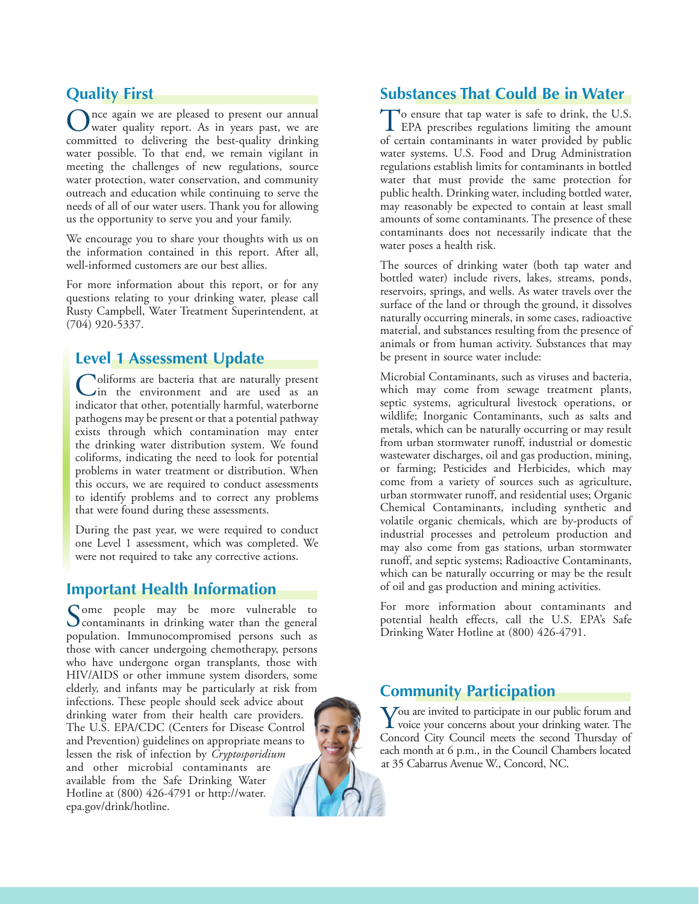## Quality First

Once again we are pleased to present our annual water quality report. As in years past, we are committed to delivering the best-quality drinking water possible. To that end, we remain vigilant in meeting the challenges of new regulations, source water protection, water conservation, and community outreach and education while continuing to serve the needs of all of our water users. Thank you for allowing us the opportunity to serve you and your family.

We encourage you to share your thoughts with us on the information contained in this report. After all, well-informed customers are our best allies.

For more information about this report, or for any questions relating to your drinking water, please call Rusty Campbell, Water Treatment Superintendent, at (704) 920-5337.

## Level 1 Assessment Update

Coliforms are bacteria that are naturally present in the environment and are used as an indicator that other, potentially harmful, waterborne pathogens may be present or that a potential pathway exists through which contamination may enter the drinking water distribution system. We found coliforms, indicating the need to look for potential problems in water treatment or distribution. When this occurs, we are required to conduct assessments to identify problems and to correct any problems that were found during these assessments.

During the past year, we were required to conduct one Level 1 assessment, which was completed. We were not required to take any corrective actions.

## Important Health Information

Some people may be more vulnerable to contaminants in drinking water than the general population. Immunocompromised persons such as those with cancer undergoing chemotherapy, persons who have undergone organ transplants, those with HIV/AIDS or other immune system disorders, some elderly, and infants may be particularly at risk from infections. These people should seek advice about drinking water from their health care providers. The U.S. EPA/CDC (Centers for Disease Control and Prevention) guidelines on appropriate means to lessen the risk of infection by *Cryptosporidium* and other microbial contaminants are available from the Safe Drinking Water Hotline at (800) 426-4791 or http://water.epa.gov/drink/hotline.

## Substances That Could Be in Water

To ensure that tap water is safe to drink, the U.S. EPA prescribes regulations limiting the amount of certain contaminants in water provided by public water systems. U.S. Food and Drug Administration regulations establish limits for contaminants in bottled water that must provide the same protection for public health. Drinking water, including bottled water, may reasonably be expected to contain at least small amounts of some contaminants. The presence of these contaminants does not necessarily indicate that the water poses a health risk.

The sources of drinking water (both tap water and bottled water) include rivers, lakes, streams, ponds, reservoirs, springs, and wells. As water travels over the surface of the land or through the ground, it dissolves naturally occurring minerals, in some cases, radioactive material, and substances resulting from the presence of animals or from human activity. Substances that may be present in source water include:

Microbial Contaminants, such as viruses and bacteria, which may come from sewage treatment plants, septic systems, agricultural livestock operations, or wildlife; Inorganic Contaminants, such as salts and metals, which can be naturally occurring or may result from urban stormwater runoff, industrial or domestic wastewater discharges, oil and gas production, mining, or farming; Pesticides and Herbicides, which may come from a variety of sources such as agriculture, urban stormwater runoff, and residential uses; Organic Chemical Contaminants, including synthetic and volatile organic chemicals, which are by-products of industrial processes and petroleum production and may also come from gas stations, urban stormwater runoff, and septic systems; Radioactive Contaminants, which can be naturally occurring or may be the result of oil and gas production and mining activities.

For more information about contaminants and potential health effects, call the U.S. EPA's Safe Drinking Water Hotline at (800) 426-4791.

## Community Participation

You are invited to participate in our public forum and voice your concerns about your drinking water. The Concord City Council meets the second Thursday of each month at 6 p.m., in the Council Chambers located at 35 Cabarrus Avenue W., Concord, NC.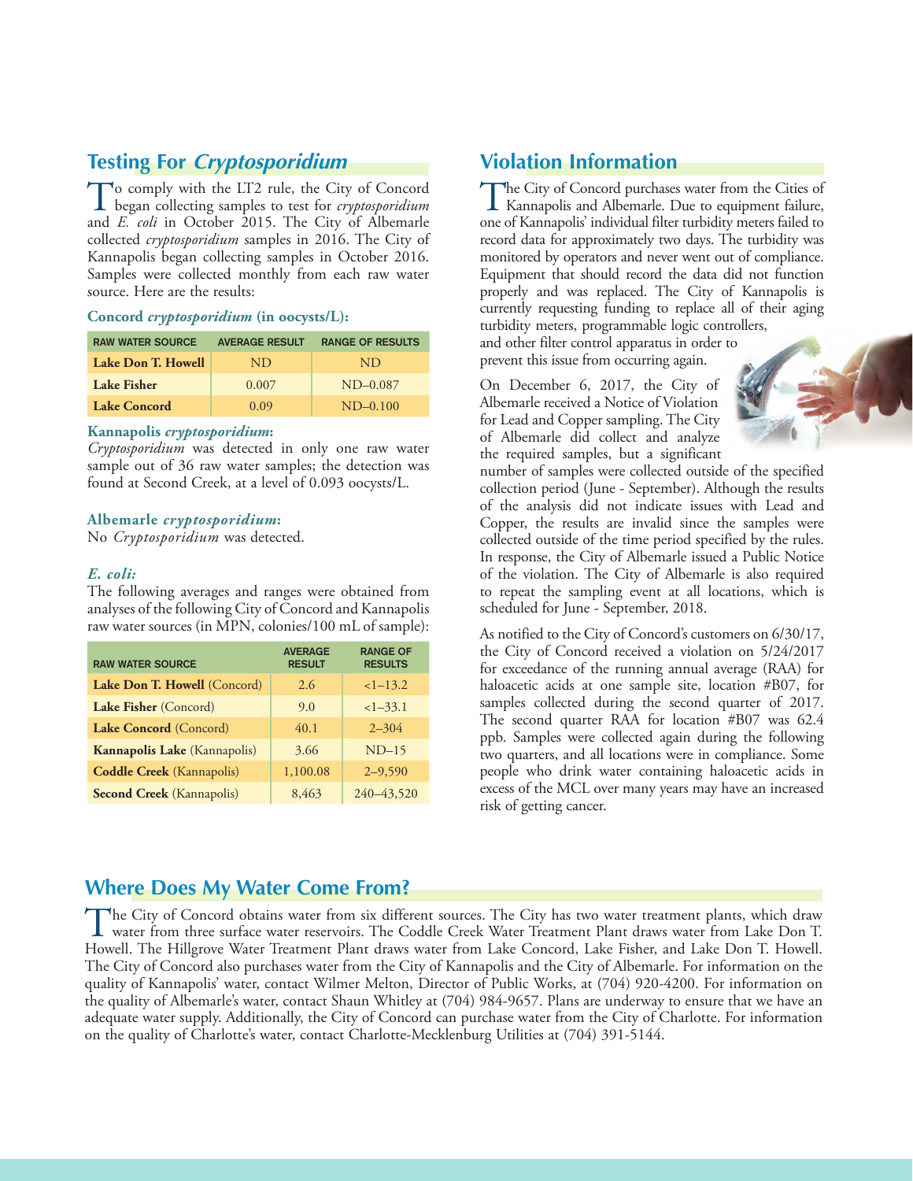## Testing For *Cryptosporidium*

To comply with the LT2 rule, the City of Concord began collecting samples to test for *cryptosporidium* and *E. coli* in October 2015. The City of Albemarle collected *cryptosporidium* samples in 2016. The City of Kannapolis began collecting samples in October 2016. Samples were collected monthly from each raw water source. Here are the results:

**Concord *cryptosporidium* (in oocysts/L):**

| RAW WATER SOURCE | AVERAGE RESULT | RANGE OF RESULTS |
|---|---|---|
| **Lake Don T. Howell** | ND | ND |
| **Lake Fisher** | 0.007 | ND–0.087 |
| **Lake Concord** | 0.09 | ND–0.100 |

**Kannapolis *cryptosporidium*:**
*Cryptosporidium* was detected in only one raw water sample out of 36 raw water samples; the detection was found at Second Creek, at a level of 0.093 oocysts/L.

**Albemarle *cryptosporidium*:**
No *Cryptosporidium* was detected.

***E. coli:***
The following averages and ranges were obtained from analyses of the following City of Concord and Kannapolis raw water sources (in MPN, colonies/100 mL of sample):

| RAW WATER SOURCE | AVERAGE RESULT | RANGE OF RESULTS |
|---|---|---|
| **Lake Don T. Howell** (Concord) | 2.6 | <1–13.2 |
| **Lake Fisher** (Concord) | 9.0 | <1–33.1 |
| **Lake Concord** (Concord) | 40.1 | 2–304 |
| **Kannapolis Lake** (Kannapolis) | 3.66 | ND–15 |
| **Coddle Creek** (Kannapolis) | 1,100.08 | 2–9,590 |
| **Second Creek** (Kannapolis) | 8,463 | 240–43,520 |

## Violation Information

The City of Concord purchases water from the Cities of Kannapolis and Albemarle. Due to equipment failure, one of Kannapolis' individual filter turbidity meters failed to record data for approximately two days. The turbidity was monitored by operators and never went out of compliance. Equipment that should record the data did not function properly and was replaced. The City of Kannapolis is currently requesting funding to replace all of their aging turbidity meters, programmable logic controllers, and other filter control apparatus in order to prevent this issue from occurring again.

On December 6, 2017, the City of Albemarle received a Notice of Violation for Lead and Copper sampling. The City of Albemarle did collect and analyze the required samples, but a significant number of samples were collected outside of the specified collection period (June - September). Although the results of the analysis did not indicate issues with Lead and Copper, the results are invalid since the samples were collected outside of the time period specified by the rules. In response, the City of Albemarle issued a Public Notice of the violation. The City of Albemarle is also required to repeat the sampling event at all locations, which is scheduled for June - September, 2018.

As notified to the City of Concord's customers on 6/30/17, the City of Concord received a violation on 5/24/2017 for exceedance of the running annual average (RAA) for haloacetic acids at one sample site, location #B07, for samples collected during the second quarter of 2017. The second quarter RAA for location #B07 was 62.4 ppb. Samples were collected again during the following two quarters, and all locations were in compliance. Some people who drink water containing haloacetic acids in excess of the MCL over many years may have an increased risk of getting cancer.

## Where Does My Water Come From?

The City of Concord obtains water from six different sources. The City has two water treatment plants, which draw water from three surface water reservoirs. The Coddle Creek Water Treatment Plant draws water from Lake Don T. Howell. The Hillgrove Water Treatment Plant draws water from Lake Concord, Lake Fisher, and Lake Don T. Howell. The City of Concord also purchases water from the City of Kannapolis and the City of Albemarle. For information on the quality of Kannapolis' water, contact Wilmer Melton, Director of Public Works, at (704) 920-4200. For information on the quality of Albemarle's water, contact Shaun Whitley at (704) 984-9657. Plans are underway to ensure that we have an adequate water supply. Additionally, the City of Concord can purchase water from the City of Charlotte. For information on the quality of Charlotte's water, contact Charlotte-Mecklenburg Utilities at (704) 391-5144.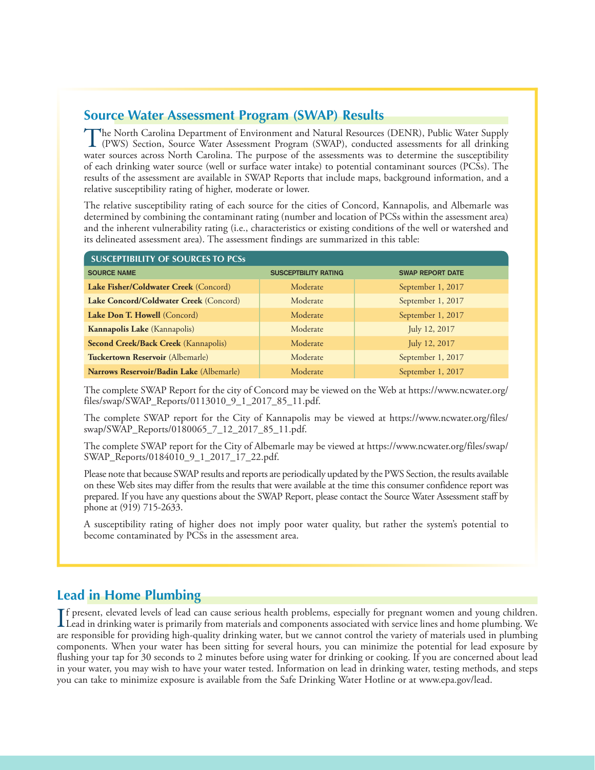## Source Water Assessment Program (SWAP) Results

The North Carolina Department of Environment and Natural Resources (DENR), Public Water Supply (PWS) Section, Source Water Assessment Program (SWAP), conducted assessments for all drinking water sources across North Carolina. The purpose of the assessments was to determine the susceptibility of each drinking water source (well or surface water intake) to potential contaminant sources (PCSs). The results of the assessment are available in SWAP Reports that include maps, background information, and a relative susceptibility rating of higher, moderate or lower.

The relative susceptibility rating of each source for the cities of Concord, Kannapolis, and Albemarle was determined by combining the contaminant rating (number and location of PCSs within the assessment area) and the inherent vulnerability rating (i.e., characteristics or existing conditions of the well or watershed and its delineated assessment area). The assessment findings are summarized in this table:

**SUSCEPTIBILITY OF SOURCES TO PCSs**

| SOURCE NAME | SUSCEPTBILITY RATING | SWAP REPORT DATE |
|---|---|---|
| **Lake Fisher/Coldwater Creek** (Concord) | Moderate | September 1, 2017 |
| **Lake Concord/Coldwater Creek** (Concord) | Moderate | September 1, 2017 |
| **Lake Don T. Howell** (Concord) | Moderate | September 1, 2017 |
| **Kannapolis Lake** (Kannapolis) | Moderate | July 12, 2017 |
| **Second Creek/Back Creek** (Kannapolis) | Moderate | July 12, 2017 |
| **Tuckertown Reservoir** (Albemarle) | Moderate | September 1, 2017 |
| **Narrows Reservoir/Badin Lake** (Albemarle) | Moderate | September 1, 2017 |

The complete SWAP Report for the city of Concord may be viewed on the Web at https://www.ncwater.org/files/swap/SWAP_Reports/0113010_9_1_2017_85_11.pdf.

The complete SWAP report for the City of Kannapolis may be viewed at https://www.ncwater.org/files/swap/SWAP_Reports/0180065_7_12_2017_85_11.pdf.

The complete SWAP report for the City of Albemarle may be viewed at https://www.ncwater.org/files/swap/SWAP_Reports/0184010_9_1_2017_17_22.pdf.

Please note that because SWAP results and reports are periodically updated by the PWS Section, the results available on these Web sites may differ from the results that were available at the time this consumer confidence report was prepared. If you have any questions about the SWAP Report, please contact the Source Water Assessment staff by phone at (919) 715-2633.

A susceptibility rating of higher does not imply poor water quality, but rather the system's potential to become contaminated by PCSs in the assessment area.

## Lead in Home Plumbing

If present, elevated levels of lead can cause serious health problems, especially for pregnant women and young children. Lead in drinking water is primarily from materials and components associated with service lines and home plumbing. We are responsible for providing high-quality drinking water, but we cannot control the variety of materials used in plumbing components. When your water has been sitting for several hours, you can minimize the potential for lead exposure by flushing your tap for 30 seconds to 2 minutes before using water for drinking or cooking. If you are concerned about lead in your water, you may wish to have your water tested. Information on lead in drinking water, testing methods, and steps you can take to minimize exposure is available from the Safe Drinking Water Hotline or at www.epa.gov/lead.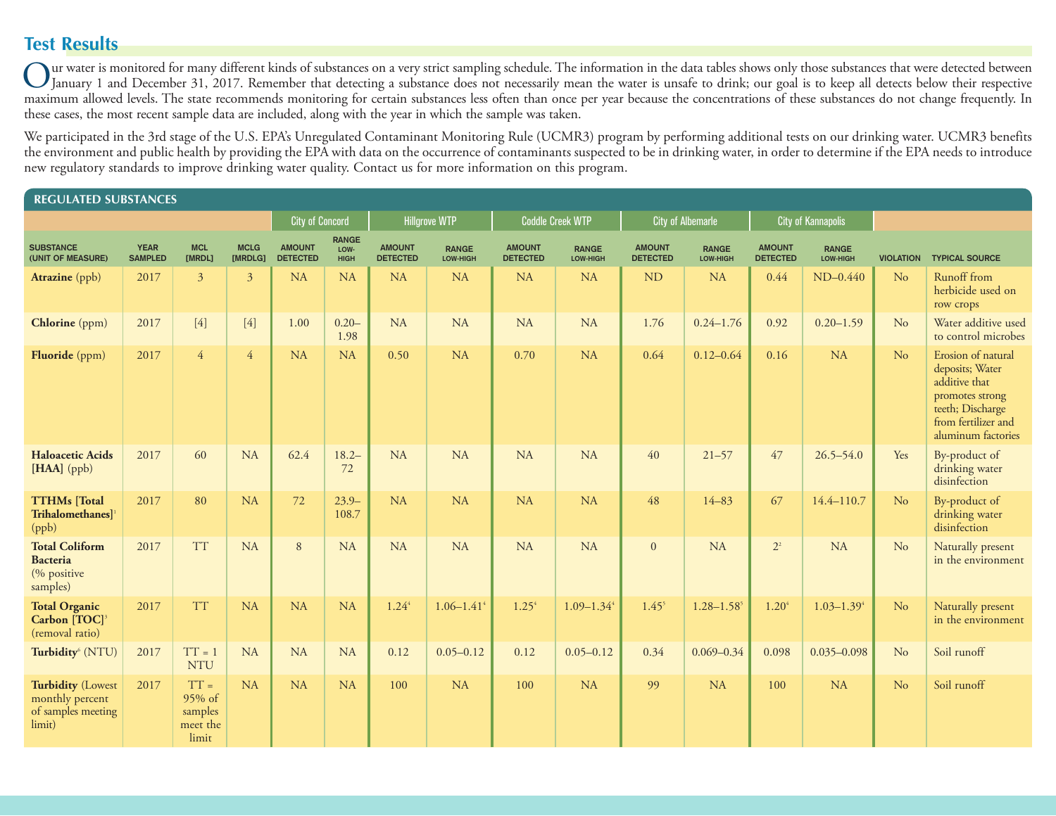## Test Results

Our water is monitored for many different kinds of substances on a very strict sampling schedule. The information in the data tables shows only those substances that were detected between January 1 and December 31, 2017. Remember that detecting a substance does not necessarily mean the water is unsafe to drink; our goal is to keep all detects below their respective maximum allowed levels. The state recommends monitoring for certain substances less often than once per year because the concentrations of these substances do not change frequently. In these cases, the most recent sample data are included, along with the year in which the sample was taken.

We participated in the 3rd stage of the U.S. EPA's Unregulated Contaminant Monitoring Rule (UCMR3) program by performing additional tests on our drinking water. UCMR3 benefits the environment and public health by providing the EPA with data on the occurrence of contaminants suspected to be in drinking water, in order to determine if the EPA needs to introduce new regulatory standards to improve drinking water quality. Contact us for more information on this program.

### REGULATED SUBSTANCES

| | | | | City of Concord | | Hillgrove WTP | | Coddle Creek WTP | | City of Albemarle | | City of Kannapolis | | | |
|---|---|---|---|---|---|---|---|---|---|---|---|---|---|---|---|
| **SUBSTANCE (UNIT OF MEASURE)** | **YEAR SAMPLED** | **MCL [MRDL]** | **MCLG [MRDLG]** | **AMOUNT DETECTED** | **RANGE LOW-HIGH** | **AMOUNT DETECTED** | **RANGE LOW-HIGH** | **AMOUNT DETECTED** | **RANGE LOW-HIGH** | **AMOUNT DETECTED** | **RANGE LOW-HIGH** | **AMOUNT DETECTED** | **RANGE LOW-HIGH** | **VIOLATION** | **TYPICAL SOURCE** |
| **Atrazine** (ppb) | 2017 | 3 | 3 | NA | NA | NA | NA | NA | NA | ND | NA | 0.44 | ND–0.440 | No | Runoff from herbicide used on row crops |
| **Chlorine** (ppm) | 2017 | [4] | [4] | 1.00 | 0.20–1.98 | NA | NA | NA | NA | 1.76 | 0.24–1.76 | 0.92 | 0.20–1.59 | No | Water additive used to control microbes |
| **Fluoride** (ppm) | 2017 | 4 | 4 | NA | NA | 0.50 | NA | 0.70 | NA | 0.64 | 0.12–0.64 | 0.16 | NA | No | Erosion of natural deposits; Water additive that promotes strong teeth; Discharge from fertilizer and aluminum factories |
| **Haloacetic Acids [HAA]** (ppb) | 2017 | 60 | NA | 62.4 | 18.2–72 | NA | NA | NA | NA | 40 | 21–57 | 47 | 26.5–54.0 | Yes | By-product of drinking water disinfection |
| **TTHMs [Total Trihalomethanes]**[1] (ppb) | 2017 | 80 | NA | 72 | 23.9–108.7 | NA | NA | NA | NA | 48 | 14–83 | 67 | 14.4–110.7 | No | By-product of drinking water disinfection |
| **Total Coliform Bacteria** (% positive samples) | 2017 | TT | NA | 8 | NA | NA | NA | NA | NA | 0 | NA | 2[2] | NA | No | Naturally present in the environment |
| **Total Organic Carbon [TOC]**[3] (removal ratio) | 2017 | TT | NA | NA | NA | 1.24[4] | 1.06–1.41[4] | 1.25[4] | 1.09–1.34[4] | 1.45[5] | 1.28–1.58[5] | 1.20[4] | 1.03–1.39[4] | No | Naturally present in the environment |
| **Turbidity**[6] (NTU) | 2017 | TT = 1 NTU | NA | NA | NA | 0.12 | 0.05–0.12 | 0.12 | 0.05–0.12 | 0.34 | 0.069–0.34 | 0.098 | 0.035–0.098 | No | Soil runoff |
| **Turbidity** (Lowest monthly percent of samples meeting limit) | 2017 | TT = 95% of samples meet the limit | NA | NA | NA | 100 | NA | 100 | NA | 99 | NA | 100 | NA | No | Soil runoff |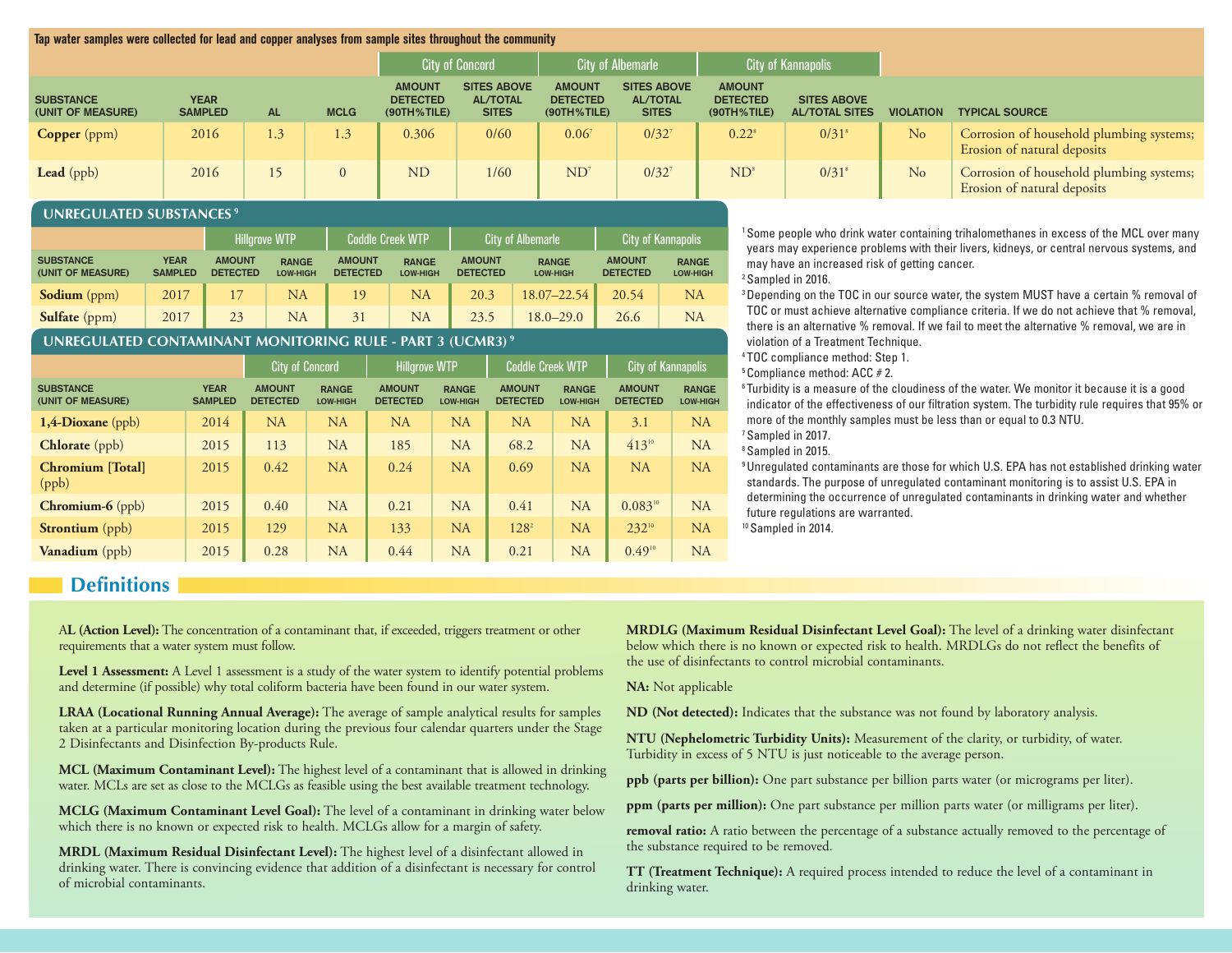Tap water samples were collected for lead and copper analyses from sample sites throughout the community

| | | | | City of Concord | | City of Albemarle | | City of Kannapolis | | | |
|---|---|---|---|---|---|---|---|---|---|---|---|
| SUBSTANCE (UNIT OF MEASURE) | YEAR SAMPLED | AL | MCLG | AMOUNT DETECTED (90TH%TILE) | SITES ABOVE AL/TOTAL SITES | AMOUNT DETECTED (90TH%TILE) | SITES ABOVE AL/TOTAL SITES | AMOUNT DETECTED (90TH%TILE) | SITES ABOVE AL/TOTAL SITES | VIOLATION | TYPICAL SOURCE |
| **Copper** (ppm) | 2016 | 1.3 | 1.3 | 0.306 | 0/60 | 0.06[7] | 0/32[7] | 0.22[8] | 0/31[8] | No | Corrosion of household plumbing systems; Erosion of natural deposits |
| **Lead** (ppb) | 2016 | 15 | 0 | ND | 1/60 | ND[7] | 0/32[7] | ND[8] | 0/31[8] | No | Corrosion of household plumbing systems; Erosion of natural deposits |

## UNREGULATED SUBSTANCES [9]

| | | Hillgrove WTP | | Coddle Creek WTP | | City of Albemarle | | City of Kannapolis | |
|---|---|---|---|---|---|---|---|---|---|
| SUBSTANCE (UNIT OF MEASURE) | YEAR SAMPLED | AMOUNT DETECTED | RANGE LOW-HIGH | AMOUNT DETECTED | RANGE LOW-HIGH | AMOUNT DETECTED | RANGE LOW-HIGH | AMOUNT DETECTED | RANGE LOW-HIGH |
| **Sodium** (ppm) | 2017 | 17 | NA | 19 | NA | 20.3 | 18.07–22.54 | 20.54 | NA |
| **Sulfate** (ppm) | 2017 | 23 | NA | 31 | NA | 23.5 | 18.0–29.0 | 26.6 | NA |

## UNREGULATED CONTAMINANT MONITORING RULE - PART 3 (UCMR3) [9]

| | | City of Concord | | Hillgrove WTP | | Coddle Creek WTP | | City of Kannapolis | |
|---|---|---|---|---|---|---|---|---|---|
| SUBSTANCE (UNIT OF MEASURE) | YEAR SAMPLED | AMOUNT DETECTED | RANGE LOW-HIGH | AMOUNT DETECTED | RANGE LOW-HIGH | AMOUNT DETECTED | RANGE LOW-HIGH | AMOUNT DETECTED | RANGE LOW-HIGH |
| **1,4-Dioxane** (ppb) | 2014 | NA | NA | NA | NA | NA | NA | 3.1 | NA |
| **Chlorate** (ppb) | 2015 | 113 | NA | 185 | NA | 68.2 | NA | 413[10] | NA |
| **Chromium [Total]** (ppb) | 2015 | 0.42 | NA | 0.24 | NA | 0.69 | NA | NA | NA |
| **Chromium-6** (ppb) | 2015 | 0.40 | NA | 0.21 | NA | 0.41 | NA | 0.083[10] | NA |
| **Strontium** (ppb) | 2015 | 129 | NA | 133 | NA | 128[2] | NA | 232[10] | NA |
| **Vanadium** (ppb) | 2015 | 0.28 | NA | 0.44 | NA | 0.21 | NA | 0.49[10] | NA |

[1] Some people who drink water containing trihalomethanes in excess of the MCL over many years may experience problems with their livers, kidneys, or central nervous systems, and may have an increased risk of getting cancer.

[2] Sampled in 2016.

[3] Depending on the TOC in our source water, the system MUST have a certain % removal of TOC or must achieve alternative compliance criteria. If we do not achieve that % removal, there is an alternative % removal. If we fail to meet the alternative % removal, we are in violation of a Treatment Technique.

[4] TOC compliance method: Step 1.

[5] Compliance method: ACC # 2.

[6] Turbidity is a measure of the cloudiness of the water. We monitor it because it is a good indicator of the effectiveness of our filtration system. The turbidity rule requires that 95% or more of the monthly samples must be less than or equal to 0.3 NTU.

[7] Sampled in 2017.

[8] Sampled in 2015.

[9] Unregulated contaminants are those for which U.S. EPA has not established drinking water standards. The purpose of unregulated contaminant monitoring is to assist U.S. EPA in determining the occurrence of unregulated contaminants in drinking water and whether future regulations are warranted.

[10] Sampled in 2014.

## Definitions

**AL (Action Level):** The concentration of a contaminant that, if exceeded, triggers treatment or other requirements that a water system must follow.

**Level 1 Assessment:** A Level 1 assessment is a study of the water system to identify potential problems and determine (if possible) why total coliform bacteria have been found in our water system.

**LRAA (Locational Running Annual Average):** The average of sample analytical results for samples taken at a particular monitoring location during the previous four calendar quarters under the Stage 2 Disinfectants and Disinfection By-products Rule.

**MCL (Maximum Contaminant Level):** The highest level of a contaminant that is allowed in drinking water. MCLs are set as close to the MCLGs as feasible using the best available treatment technology.

**MCLG (Maximum Contaminant Level Goal):** The level of a contaminant in drinking water below which there is no known or expected risk to health. MCLGs allow for a margin of safety.

**MRDL (Maximum Residual Disinfectant Level):** The highest level of a disinfectant allowed in drinking water. There is convincing evidence that addition of a disinfectant is necessary for control of microbial contaminants.

**MRDLG (Maximum Residual Disinfectant Level Goal):** The level of a drinking water disinfectant below which there is no known or expected risk to health. MRDLGs do not reflect the benefits of the use of disinfectants to control microbial contaminants.

**NA:** Not applicable

**ND (Not detected):** Indicates that the substance was not found by laboratory analysis.

**NTU (Nephelometric Turbidity Units):** Measurement of the clarity, or turbidity, of water. Turbidity in excess of 5 NTU is just noticeable to the average person.

**ppb (parts per billion):** One part substance per billion parts water (or micrograms per liter).

**ppm (parts per million):** One part substance per million parts water (or milligrams per liter).

**removal ratio:** A ratio between the percentage of a substance actually removed to the percentage of the substance required to be removed.

**TT (Treatment Technique):** A required process intended to reduce the level of a contaminant in drinking water.